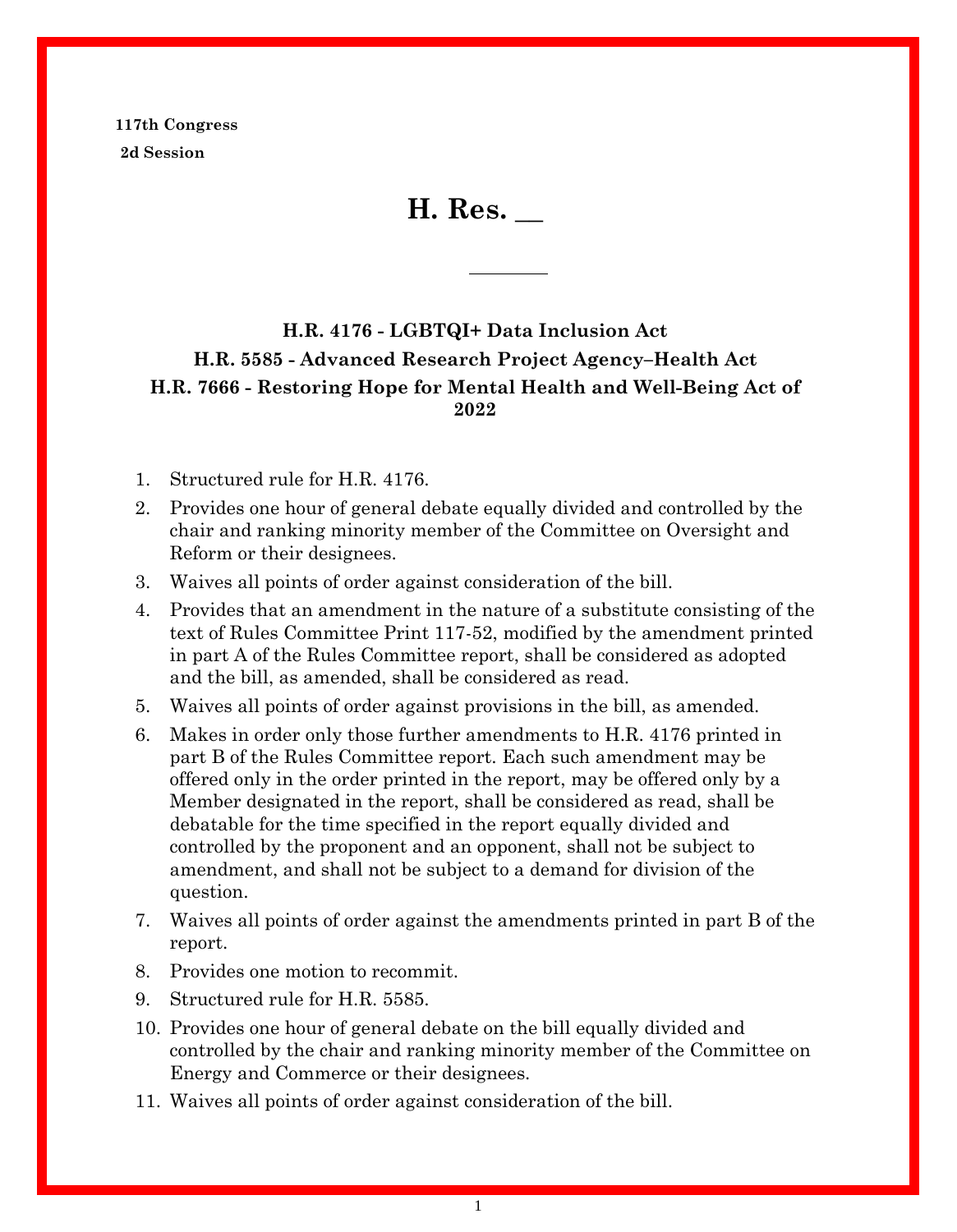**117th Congress**
**2d Session**

# H. Res. __

---

### H.R. 4176 - LGBTQI+ Data Inclusion Act
### H.R. 5585 - Advanced Research Project Agency–Health Act
### H.R. 7666 - Restoring Hope for Mental Health and Well-Being Act of 2022

1. Structured rule for H.R. 4176.
2. Provides one hour of general debate equally divided and controlled by the chair and ranking minority member of the Committee on Oversight and Reform or their designees.
3. Waives all points of order against consideration of the bill.
4. Provides that an amendment in the nature of a substitute consisting of the text of Rules Committee Print 117-52, modified by the amendment printed in part A of the Rules Committee report, shall be considered as adopted and the bill, as amended, shall be considered as read.
5. Waives all points of order against provisions in the bill, as amended.
6. Makes in order only those further amendments to H.R. 4176 printed in part B of the Rules Committee report. Each such amendment may be offered only in the order printed in the report, may be offered only by a Member designated in the report, shall be considered as read, shall be debatable for the time specified in the report equally divided and controlled by the proponent and an opponent, shall not be subject to amendment, and shall not be subject to a demand for division of the question.
7. Waives all points of order against the amendments printed in part B of the report.
8. Provides one motion to recommit.
9. Structured rule for H.R. 5585.
10. Provides one hour of general debate on the bill equally divided and controlled by the chair and ranking minority member of the Committee on Energy and Commerce or their designees.
11. Waives all points of order against consideration of the bill.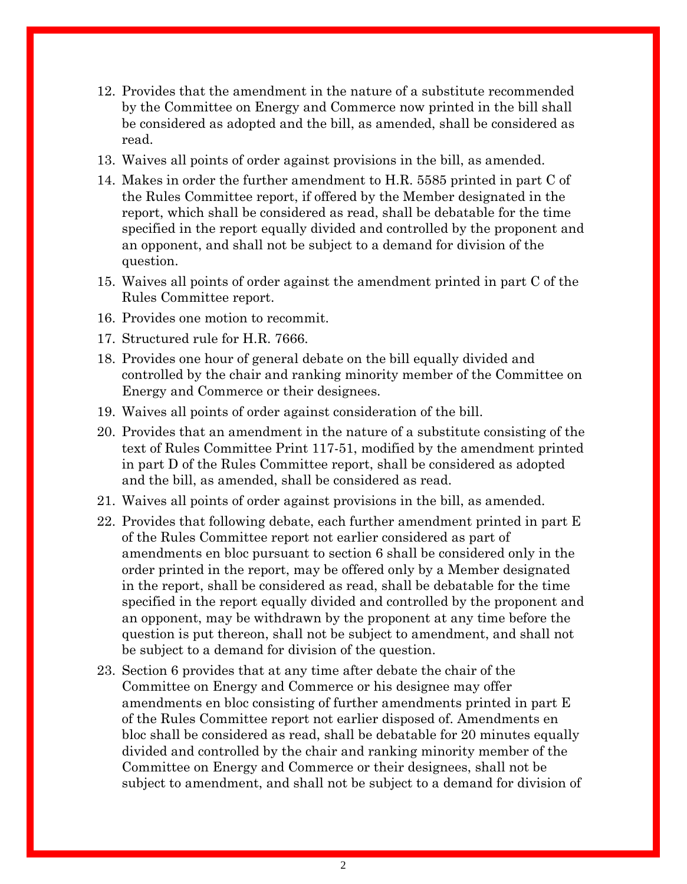12. Provides that the amendment in the nature of a substitute recommended by the Committee on Energy and Commerce now printed in the bill shall be considered as adopted and the bill, as amended, shall be considered as read.
13. Waives all points of order against provisions in the bill, as amended.
14. Makes in order the further amendment to H.R. 5585 printed in part C of the Rules Committee report, if offered by the Member designated in the report, which shall be considered as read, shall be debatable for the time specified in the report equally divided and controlled by the proponent and an opponent, and shall not be subject to a demand for division of the question.
15. Waives all points of order against the amendment printed in part C of the Rules Committee report.
16. Provides one motion to recommit.
17. Structured rule for H.R. 7666.
18. Provides one hour of general debate on the bill equally divided and controlled by the chair and ranking minority member of the Committee on Energy and Commerce or their designees.
19. Waives all points of order against consideration of the bill.
20. Provides that an amendment in the nature of a substitute consisting of the text of Rules Committee Print 117-51, modified by the amendment printed in part D of the Rules Committee report, shall be considered as adopted and the bill, as amended, shall be considered as read.
21. Waives all points of order against provisions in the bill, as amended.
22. Provides that following debate, each further amendment printed in part E of the Rules Committee report not earlier considered as part of amendments en bloc pursuant to section 6 shall be considered only in the order printed in the report, may be offered only by a Member designated in the report, shall be considered as read, shall be debatable for the time specified in the report equally divided and controlled by the proponent and an opponent, may be withdrawn by the proponent at any time before the question is put thereon, shall not be subject to amendment, and shall not be subject to a demand for division of the question.
23. Section 6 provides that at any time after debate the chair of the Committee on Energy and Commerce or his designee may offer amendments en bloc consisting of further amendments printed in part E of the Rules Committee report not earlier disposed of. Amendments en bloc shall be considered as read, shall be debatable for 20 minutes equally divided and controlled by the chair and ranking minority member of the Committee on Energy and Commerce or their designees, shall not be subject to amendment, and shall not be subject to a demand for division of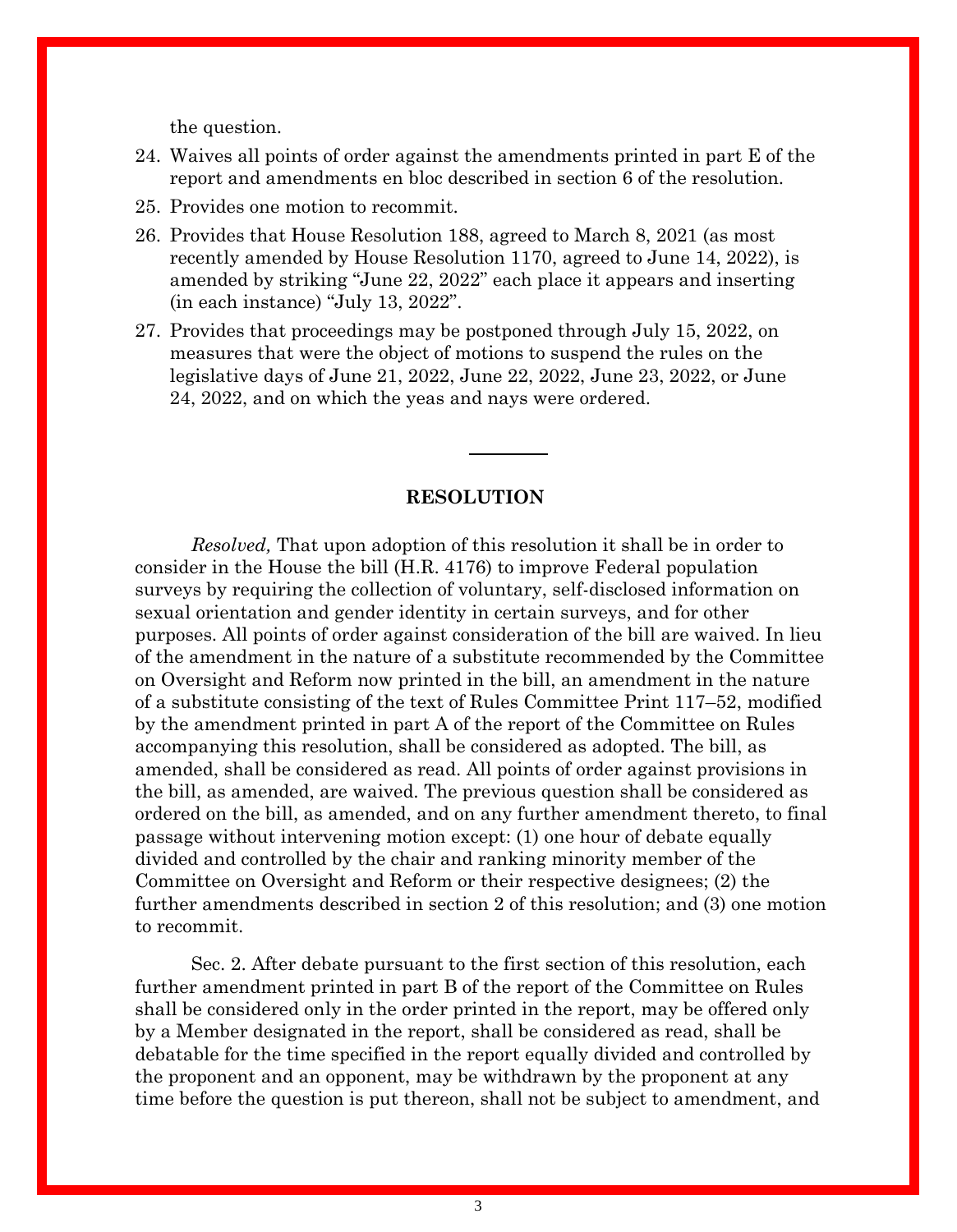the question.

24. Waives all points of order against the amendments printed in part E of the report and amendments en bloc described in section 6 of the resolution.
25. Provides one motion to recommit.
26. Provides that House Resolution 188, agreed to March 8, 2021 (as most recently amended by House Resolution 1170, agreed to June 14, 2022), is amended by striking "June 22, 2022" each place it appears and inserting (in each instance) "July 13, 2022".
27. Provides that proceedings may be postponed through July 15, 2022, on measures that were the object of motions to suspend the rules on the legislative days of June 21, 2022, June 22, 2022, June 23, 2022, or June 24, 2022, and on which the yeas and nays were ordered.

---

**RESOLUTION**

*Resolved,* That upon adoption of this resolution it shall be in order to consider in the House the bill (H.R. 4176) to improve Federal population surveys by requiring the collection of voluntary, self-disclosed information on sexual orientation and gender identity in certain surveys, and for other purposes. All points of order against consideration of the bill are waived. In lieu of the amendment in the nature of a substitute recommended by the Committee on Oversight and Reform now printed in the bill, an amendment in the nature of a substitute consisting of the text of Rules Committee Print 117–52, modified by the amendment printed in part A of the report of the Committee on Rules accompanying this resolution, shall be considered as adopted. The bill, as amended, shall be considered as read. All points of order against provisions in the bill, as amended, are waived. The previous question shall be considered as ordered on the bill, as amended, and on any further amendment thereto, to final passage without intervening motion except: (1) one hour of debate equally divided and controlled by the chair and ranking minority member of the Committee on Oversight and Reform or their respective designees; (2) the further amendments described in section 2 of this resolution; and (3) one motion to recommit.

Sec. 2. After debate pursuant to the first section of this resolution, each further amendment printed in part B of the report of the Committee on Rules shall be considered only in the order printed in the report, may be offered only by a Member designated in the report, shall be considered as read, shall be debatable for the time specified in the report equally divided and controlled by the proponent and an opponent, may be withdrawn by the proponent at any time before the question is put thereon, shall not be subject to amendment, and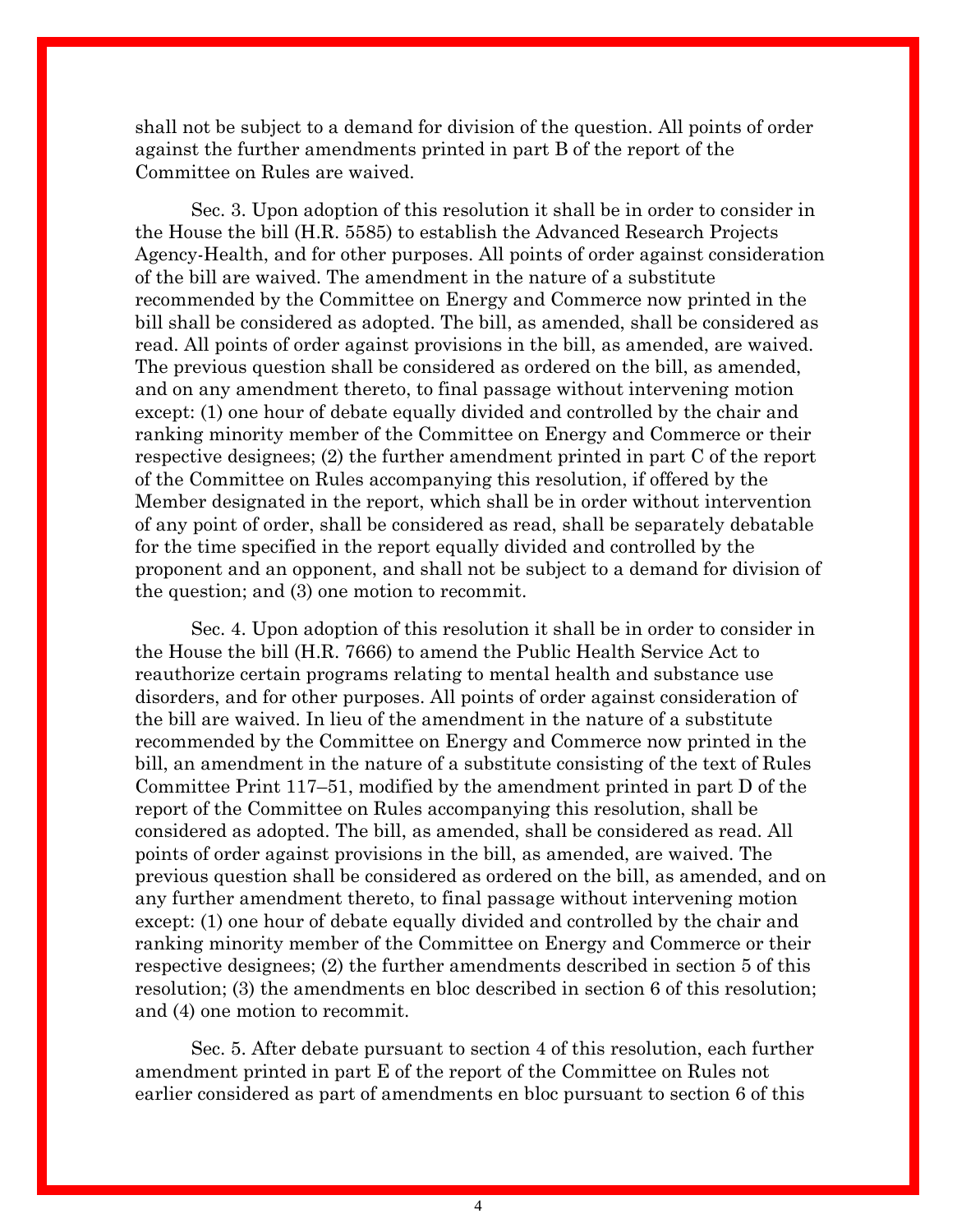shall not be subject to a demand for division of the question. All points of order against the further amendments printed in part B of the report of the Committee on Rules are waived.

Sec. 3. Upon adoption of this resolution it shall be in order to consider in the House the bill (H.R. 5585) to establish the Advanced Research Projects Agency-Health, and for other purposes. All points of order against consideration of the bill are waived. The amendment in the nature of a substitute recommended by the Committee on Energy and Commerce now printed in the bill shall be considered as adopted. The bill, as amended, shall be considered as read. All points of order against provisions in the bill, as amended, are waived. The previous question shall be considered as ordered on the bill, as amended, and on any amendment thereto, to final passage without intervening motion except: (1) one hour of debate equally divided and controlled by the chair and ranking minority member of the Committee on Energy and Commerce or their respective designees; (2) the further amendment printed in part C of the report of the Committee on Rules accompanying this resolution, if offered by the Member designated in the report, which shall be in order without intervention of any point of order, shall be considered as read, shall be separately debatable for the time specified in the report equally divided and controlled by the proponent and an opponent, and shall not be subject to a demand for division of the question; and (3) one motion to recommit.

Sec. 4. Upon adoption of this resolution it shall be in order to consider in the House the bill (H.R. 7666) to amend the Public Health Service Act to reauthorize certain programs relating to mental health and substance use disorders, and for other purposes. All points of order against consideration of the bill are waived. In lieu of the amendment in the nature of a substitute recommended by the Committee on Energy and Commerce now printed in the bill, an amendment in the nature of a substitute consisting of the text of Rules Committee Print 117–51, modified by the amendment printed in part D of the report of the Committee on Rules accompanying this resolution, shall be considered as adopted. The bill, as amended, shall be considered as read. All points of order against provisions in the bill, as amended, are waived. The previous question shall be considered as ordered on the bill, as amended, and on any further amendment thereto, to final passage without intervening motion except: (1) one hour of debate equally divided and controlled by the chair and ranking minority member of the Committee on Energy and Commerce or their respective designees; (2) the further amendments described in section 5 of this resolution; (3) the amendments en bloc described in section 6 of this resolution; and (4) one motion to recommit.

Sec. 5. After debate pursuant to section 4 of this resolution, each further amendment printed in part E of the report of the Committee on Rules not earlier considered as part of amendments en bloc pursuant to section 6 of this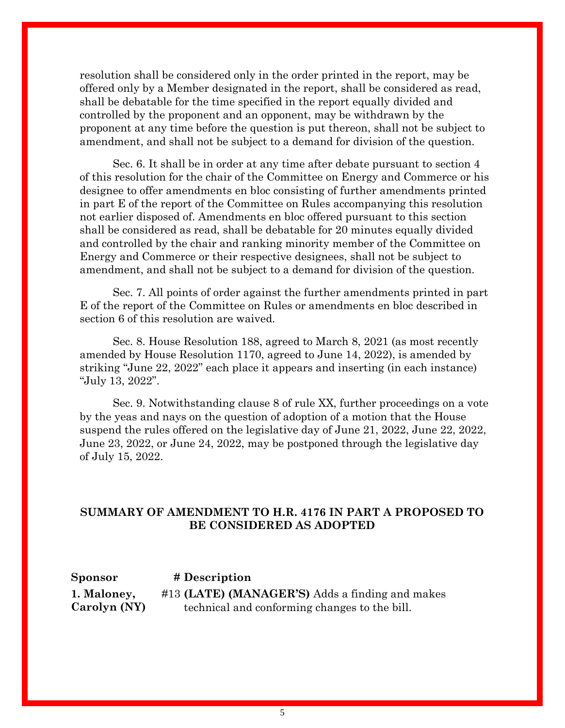resolution shall be considered only in the order printed in the report, may be offered only by a Member designated in the report, shall be considered as read, shall be debatable for the time specified in the report equally divided and controlled by the proponent and an opponent, may be withdrawn by the proponent at any time before the question is put thereon, shall not be subject to amendment, and shall not be subject to a demand for division of the question.

Sec. 6. It shall be in order at any time after debate pursuant to section 4 of this resolution for the chair of the Committee on Energy and Commerce or his designee to offer amendments en bloc consisting of further amendments printed in part E of the report of the Committee on Rules accompanying this resolution not earlier disposed of. Amendments en bloc offered pursuant to this section shall be considered as read, shall be debatable for 20 minutes equally divided and controlled by the chair and ranking minority member of the Committee on Energy and Commerce or their respective designees, shall not be subject to amendment, and shall not be subject to a demand for division of the question.

Sec. 7. All points of order against the further amendments printed in part E of the report of the Committee on Rules or amendments en bloc described in section 6 of this resolution are waived.

Sec. 8. House Resolution 188, agreed to March 8, 2021 (as most recently amended by House Resolution 1170, agreed to June 14, 2022), is amended by striking "June 22, 2022" each place it appears and inserting (in each instance) "July 13, 2022".

Sec. 9. Notwithstanding clause 8 of rule XX, further proceedings on a vote by the yeas and nays on the question of adoption of a motion that the House suspend the rules offered on the legislative day of June 21, 2022, June 22, 2022, June 23, 2022, or June 24, 2022, may be postponed through the legislative day of July 15, 2022.

## SUMMARY OF AMENDMENT TO H.R. 4176 IN PART A PROPOSED TO BE CONSIDERED AS ADOPTED

| Sponsor | # Description |
| --- | --- |
| **1. Maloney, Carolyn (NY)** | #13 **(LATE) (MANAGER'S)** Adds a finding and makes technical and conforming changes to the bill. |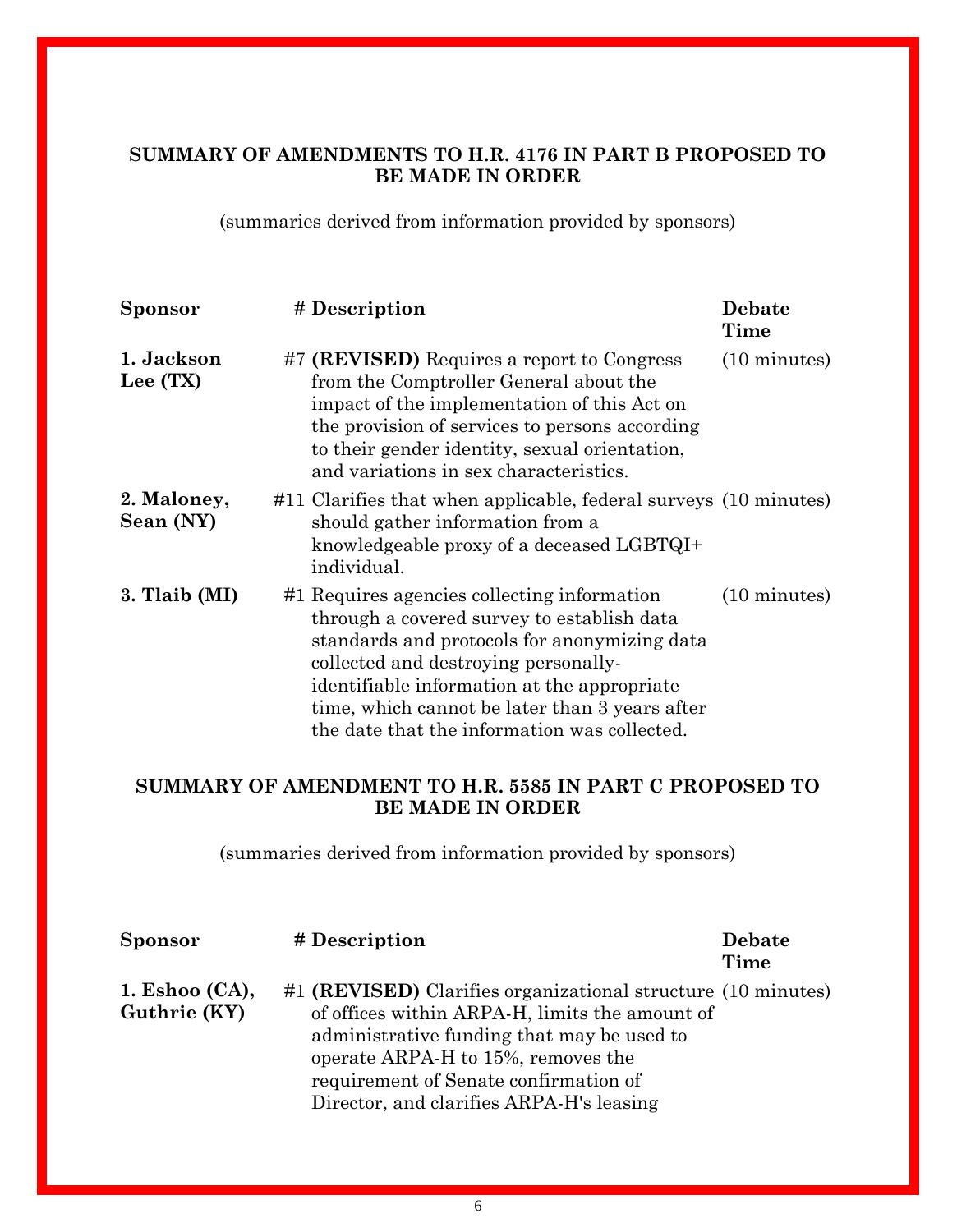**SUMMARY OF AMENDMENTS TO H.R. 4176 IN PART B PROPOSED TO BE MADE IN ORDER**

(summaries derived from information provided by sponsors)

| Sponsor | # | Description | Debate Time |
|---|---|---|---|
| **1. Jackson Lee (TX)** | #7 | **(REVISED)** Requires a report to Congress from the Comptroller General about the impact of the implementation of this Act on the provision of services to persons according to their gender identity, sexual orientation, and variations in sex characteristics. | (10 minutes) |
| **2. Maloney, Sean (NY)** | #11 | Clarifies that when applicable, federal surveys should gather information from a knowledgeable proxy of a deceased LGBTQI+ individual. | (10 minutes) |
| **3. Tlaib (MI)** | #1 | Requires agencies collecting information through a covered survey to establish data standards and protocols for anonymizing data collected and destroying personally-identifiable information at the appropriate time, which cannot be later than 3 years after the date that the information was collected. | (10 minutes) |

**SUMMARY OF AMENDMENT TO H.R. 5585 IN PART C PROPOSED TO BE MADE IN ORDER**

(summaries derived from information provided by sponsors)

| Sponsor | # | Description | Debate Time |
|---|---|---|---|
| **1. Eshoo (CA), Guthrie (KY)** | #1 | **(REVISED)** Clarifies organizational structure of offices within ARPA-H, limits the amount of administrative funding that may be used to operate ARPA-H to 15%, removes the requirement of Senate confirmation of Director, and clarifies ARPA-H's leasing | (10 minutes) |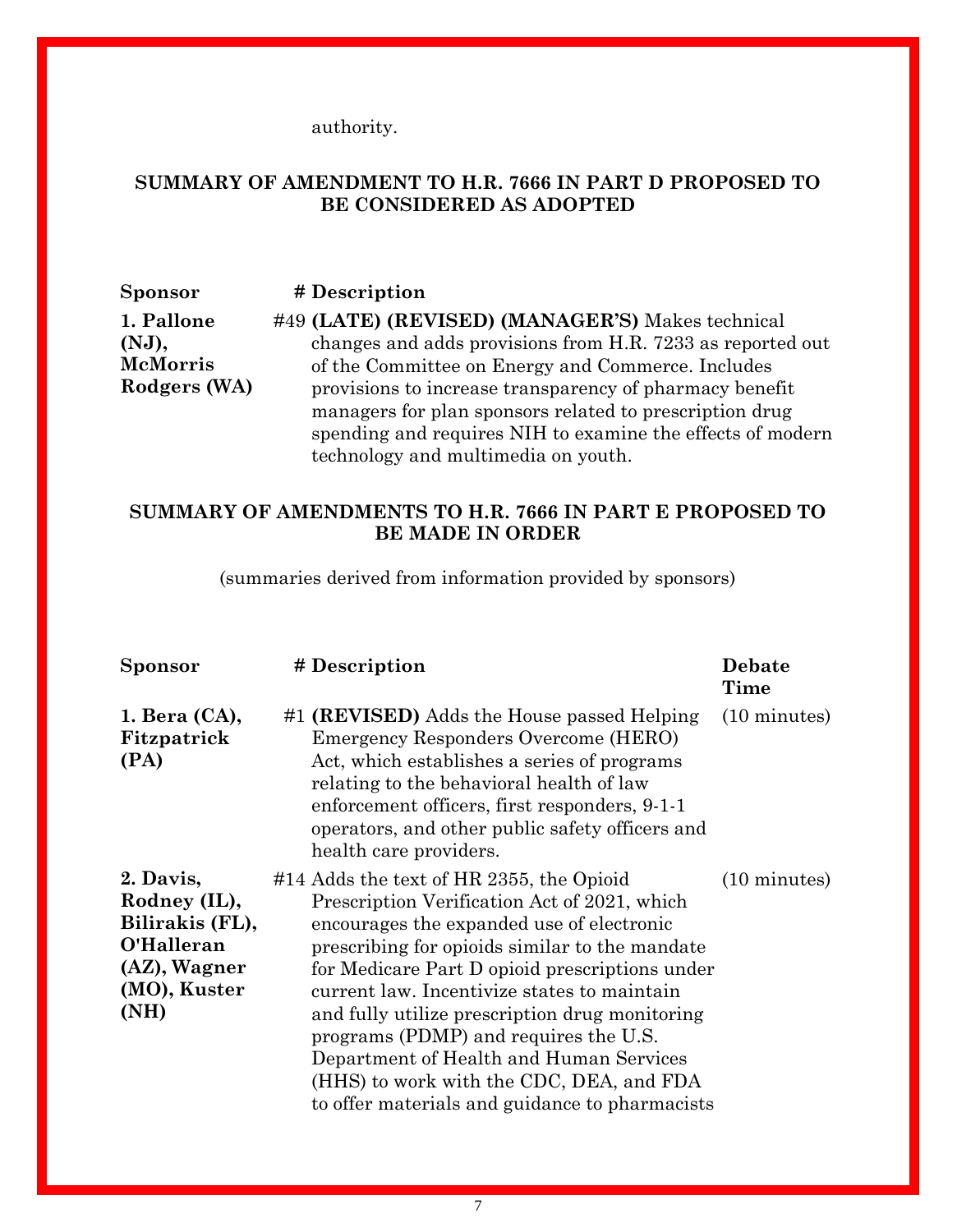authority.

**SUMMARY OF AMENDMENT TO H.R. 7666 IN PART D PROPOSED TO BE CONSIDERED AS ADOPTED**

| Sponsor | # | Description |
|---|---|---|
| **1. Pallone (NJ), McMorris Rodgers (WA)** | #49 | **(LATE) (REVISED) (MANAGER'S)** Makes technical changes and adds provisions from H.R. 7233 as reported out of the Committee on Energy and Commerce. Includes provisions to increase transparency of pharmacy benefit managers for plan sponsors related to prescription drug spending and requires NIH to examine the effects of modern technology and multimedia on youth. |

**SUMMARY OF AMENDMENTS TO H.R. 7666 IN PART E PROPOSED TO BE MADE IN ORDER**

(summaries derived from information provided by sponsors)

| Sponsor | # | Description | Debate Time |
|---|---|---|---|
| **1. Bera (CA), Fitzpatrick (PA)** | #1 | **(REVISED)** Adds the House passed Helping Emergency Responders Overcome (HERO) Act, which establishes a series of programs relating to the behavioral health of law enforcement officers, first responders, 9-1-1 operators, and other public safety officers and health care providers. | (10 minutes) |
| **2. Davis, Rodney (IL), Bilirakis (FL), O'Halleran (AZ), Wagner (MO), Kuster (NH)** | #14 | Adds the text of HR 2355, the Opioid Prescription Verification Act of 2021, which encourages the expanded use of electronic prescribing for opioids similar to the mandate for Medicare Part D opioid prescriptions under current law. Incentivize states to maintain and fully utilize prescription drug monitoring programs (PDMP) and requires the U.S. Department of Health and Human Services (HHS) to work with the CDC, DEA, and FDA to offer materials and guidance to pharmacists | (10 minutes) |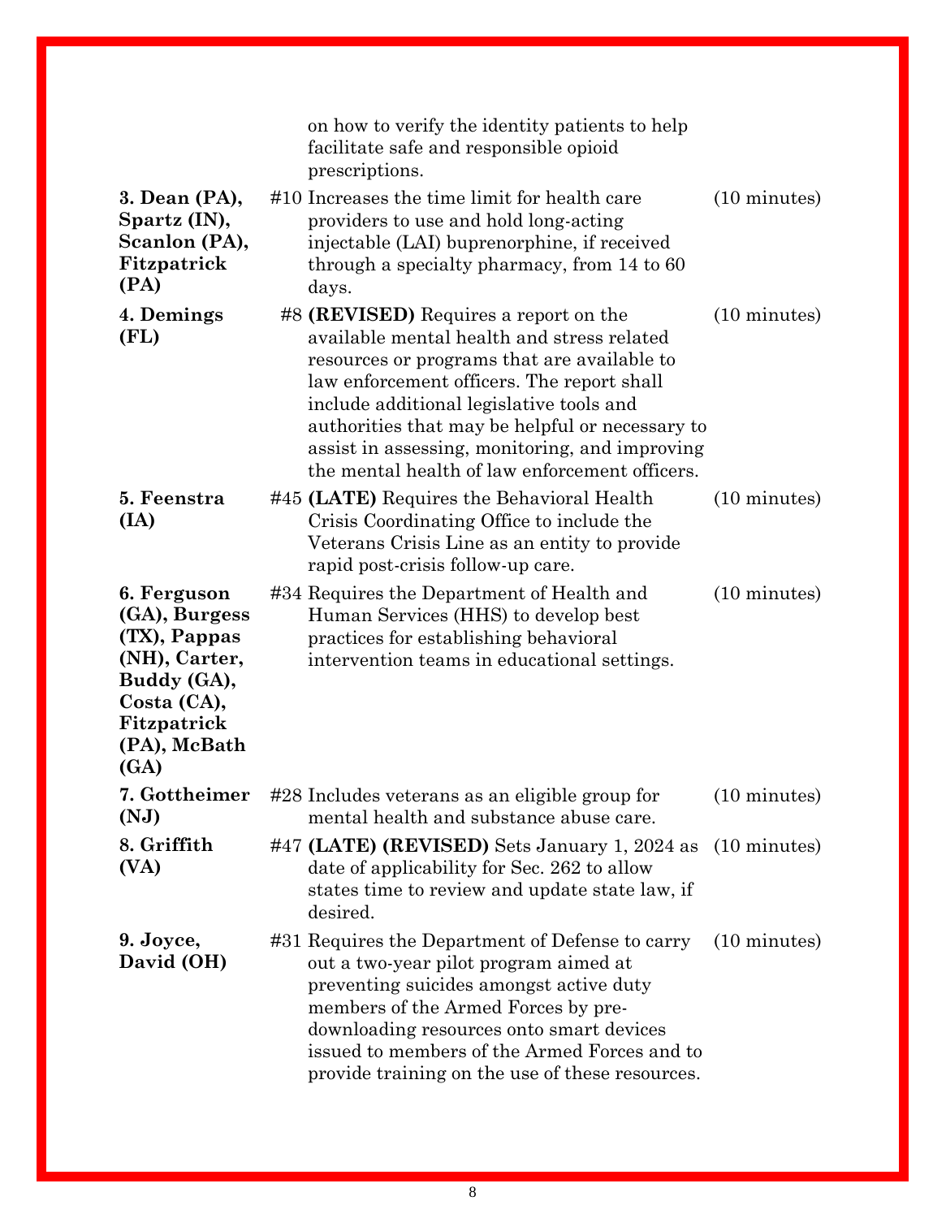| | | | |
|---|---|---|---|
| | | on how to verify the identity patients to help facilitate safe and responsible opioid prescriptions. | |
| **3. Dean (PA), Spartz (IN), Scanlon (PA), Fitzpatrick (PA)** | #10 | Increases the time limit for health care providers to use and hold long-acting injectable (LAI) buprenorphine, if received through a specialty pharmacy, from 14 to 60 days. | (10 minutes) |
| **4. Demings (FL)** | #8 | **(REVISED)** Requires a report on the available mental health and stress related resources or programs that are available to law enforcement officers. The report shall include additional legislative tools and authorities that may be helpful or necessary to assist in assessing, monitoring, and improving the mental health of law enforcement officers. | (10 minutes) |
| **5. Feenstra (IA)** | #45 | **(LATE)** Requires the Behavioral Health Crisis Coordinating Office to include the Veterans Crisis Line as an entity to provide rapid post-crisis follow-up care. | (10 minutes) |
| **6. Ferguson (GA), Burgess (TX), Pappas (NH), Carter, Buddy (GA), Costa (CA), Fitzpatrick (PA), McBath (GA)** | #34 | Requires the Department of Health and Human Services (HHS) to develop best practices for establishing behavioral intervention teams in educational settings. | (10 minutes) |
| **7. Gottheimer (NJ)** | #28 | Includes veterans as an eligible group for mental health and substance abuse care. | (10 minutes) |
| **8. Griffith (VA)** | #47 | **(LATE) (REVISED)** Sets January 1, 2024 as date of applicability for Sec. 262 to allow states time to review and update state law, if desired. | (10 minutes) |
| **9. Joyce, David (OH)** | #31 | Requires the Department of Defense to carry out a two-year pilot program aimed at preventing suicides amongst active duty members of the Armed Forces by pre-downloading resources onto smart devices issued to members of the Armed Forces and to provide training on the use of these resources. | (10 minutes) |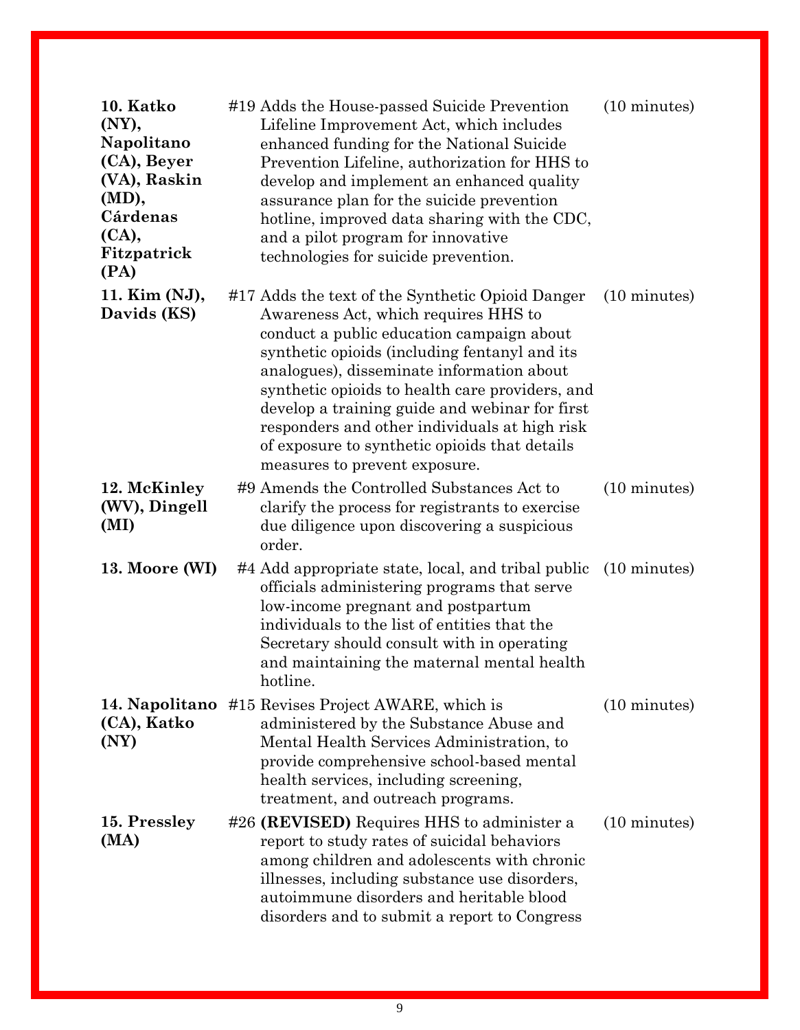| | | |
|---|---|---|
| **10. Katko (NY), Napolitano (CA), Beyer (VA), Raskin (MD), Cárdenas (CA), Fitzpatrick (PA)** | #19 Adds the House-passed Suicide Prevention Lifeline Improvement Act, which includes enhanced funding for the National Suicide Prevention Lifeline, authorization for HHS to develop and implement an enhanced quality assurance plan for the suicide prevention hotline, improved data sharing with the CDC, and a pilot program for innovative technologies for suicide prevention. | (10 minutes) |
| **11. Kim (NJ), Davids (KS)** | #17 Adds the text of the Synthetic Opioid Danger Awareness Act, which requires HHS to conduct a public education campaign about synthetic opioids (including fentanyl and its analogues), disseminate information about synthetic opioids to health care providers, and develop a training guide and webinar for first responders and other individuals at high risk of exposure to synthetic opioids that details measures to prevent exposure. | (10 minutes) |
| **12. McKinley (WV), Dingell (MI)** | #9 Amends the Controlled Substances Act to clarify the process for registrants to exercise due diligence upon discovering a suspicious order. | (10 minutes) |
| **13. Moore (WI)** | #4 Add appropriate state, local, and tribal public officials administering programs that serve low-income pregnant and postpartum individuals to the list of entities that the Secretary should consult with in operating and maintaining the maternal mental health hotline. | (10 minutes) |
| **14. Napolitano (CA), Katko (NY)** | #15 Revises Project AWARE, which is administered by the Substance Abuse and Mental Health Services Administration, to provide comprehensive school-based mental health services, including screening, treatment, and outreach programs. | (10 minutes) |
| **15. Pressley (MA)** | #26 **(REVISED)** Requires HHS to administer a report to study rates of suicidal behaviors among children and adolescents with chronic illnesses, including substance use disorders, autoimmune disorders and heritable blood disorders and to submit a report to Congress | (10 minutes) |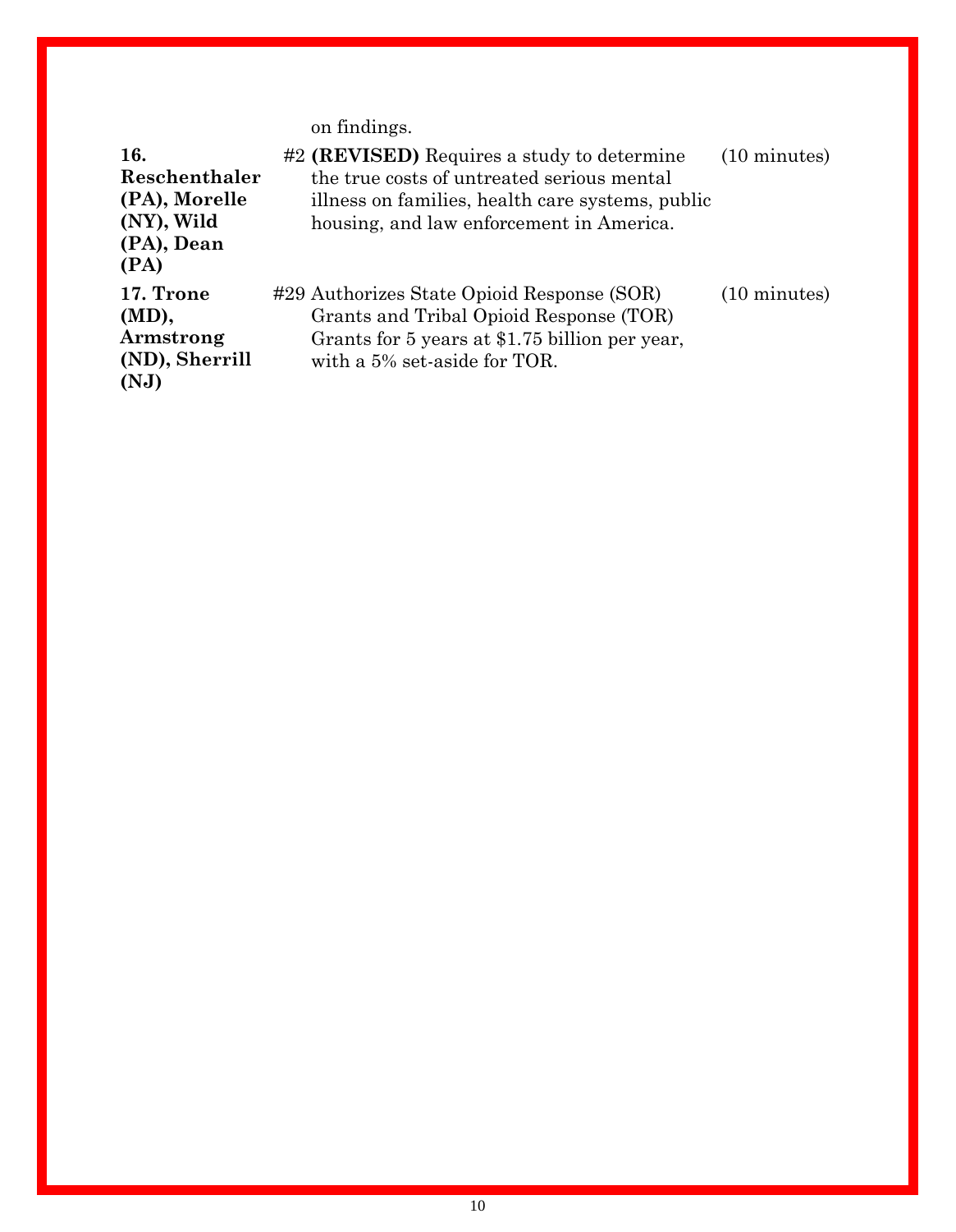| | | | |
|---|---|---|---|
| | | on findings. | |
| **16. Reschenthaler (PA), Morelle (NY), Wild (PA), Dean (PA)** | #2 | **(REVISED)** Requires a study to determine the true costs of untreated serious mental illness on families, health care systems, public housing, and law enforcement in America. | (10 minutes) |
| **17. Trone (MD), Armstrong (ND), Sherrill (NJ)** | #29 | Authorizes State Opioid Response (SOR) Grants and Tribal Opioid Response (TOR) Grants for 5 years at $1.75 billion per year, with a 5% set-aside for TOR. | (10 minutes) |